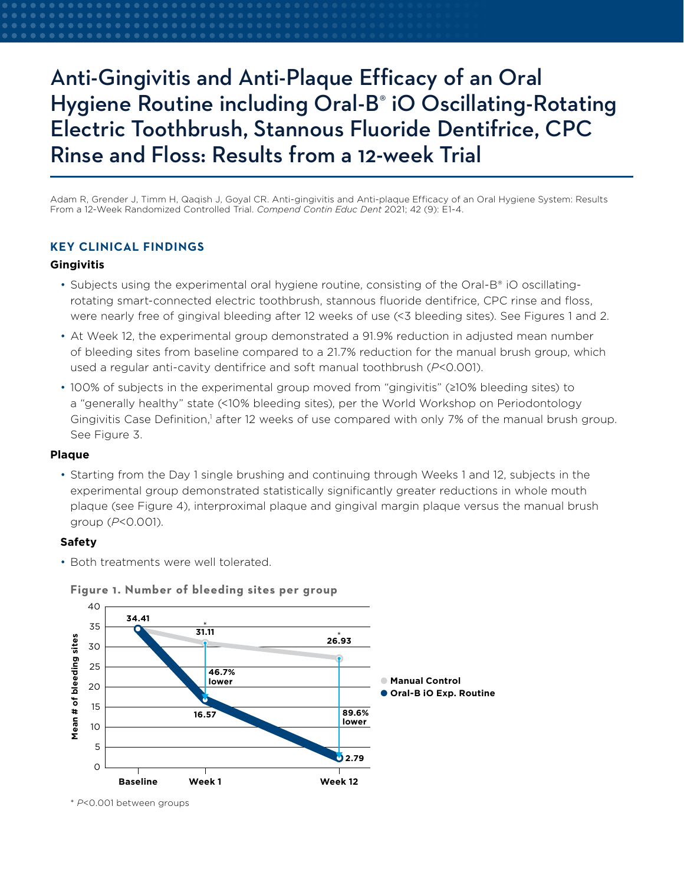# Anti-Gingivitis and Anti-Plaque Efficacy of an Oral Hygiene Routine including Oral-B® iO Oscillating-Rotating Electric Toothbrush, Stannous Fluoride Dentifrice, CPC Rinse and Floss: Results from a 12-week Trial

Adam R, Grender J, Timm H, Qaqish J, Goyal CR. Anti-gingivitis and Anti-plaque Efficacy of an Oral Hygiene System: Results From a 12-Week Randomized Controlled Trial. *Compend Contin Educ Dent* 2021; 42 (9): E1-4.

## KEY CLINICAL FINDINGS

### Gingivitis

- Subjects using the experimental oral hygiene routine, consisting of the Oral-B® iO oscillating-rotating smart-connected electric toothbrush, stannous fluoride dentifrice, CPC rinse and floss, were nearly free of gingival bleeding after 12 weeks of use (<3 bleeding sites). See Figures 1 and 2.
- At Week 12, the experimental group demonstrated a 91.9% reduction in adjusted mean number of bleeding sites from baseline compared to a 21.7% reduction for the manual brush group, which used a regular anti-cavity dentifrice and soft manual toothbrush (*P*<0.001).
- 100% of subjects in the experimental group moved from "gingivitis" (≥10% bleeding sites) to a "generally healthy" state (<10% bleeding sites), per the World Workshop on Periodontology Gingivitis Case Definition,[1] after 12 weeks of use compared with only 7% of the manual brush group. See Figure 3.

### Plaque

- Starting from the Day 1 single brushing and continuing through Weeks 1 and 12, subjects in the experimental group demonstrated statistically significantly greater reductions in whole mouth plaque (see Figure 4), interproximal plaque and gingival margin plaque versus the manual brush group (*P*<0.001).

### Safety

- Both treatments were well tolerated.

**Figure 1. Number of bleeding sites per group**

\* *P*<0.001 between groups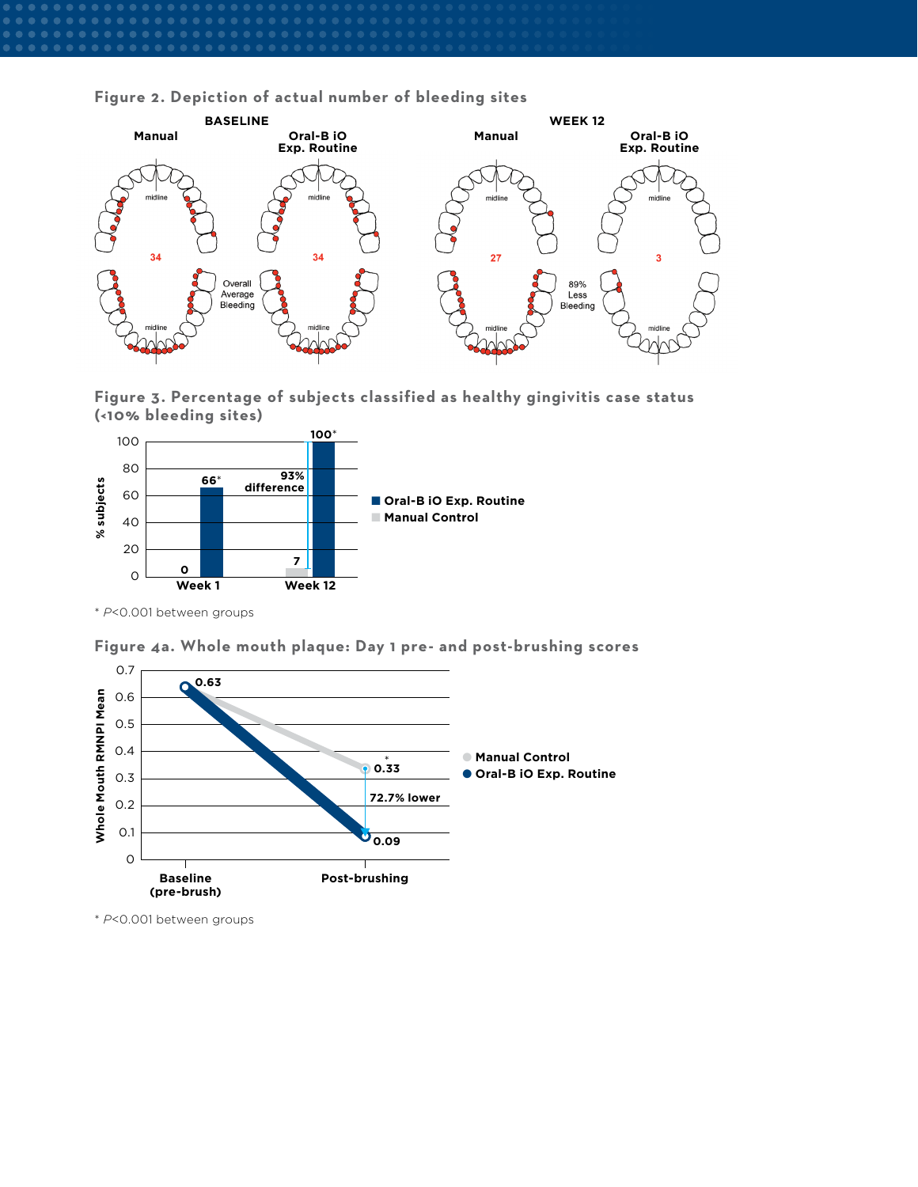**Figure 2. Depiction of actual number of bleeding sites**

| | BASELINE | | WEEK 12 | |
|---|---|---|---|---|
| | Manual | Oral-B iO Exp. Routine | Manual | Oral-B iO Exp. Routine |
| Overall Average Bleeding | 34 | 34 | 27 | 3 |

89% Less Bleeding

**Figure 3. Percentage of subjects classified as healthy gingivitis case status (<10% bleeding sites)**

| % subjects | Week 1 | Week 12 |
|---|---|---|
| Oral-B iO Exp. Routine | 66* | 100* |
| Manual Control | 0 | 7 |

93% difference

\* $P<0.001$ between groups

**Figure 4a. Whole mouth plaque: Day 1 pre- and post-brushing scores**

| Whole Mouth RMNPI Mean | Baseline (pre-brush) | Post-brushing |
|---|---|---|
| Manual Control | 0.63 | 0.33* |
| Oral-B iO Exp. Routine | 0.63 | 0.09 |

72.7% lower

\* $P<0.001$ between groups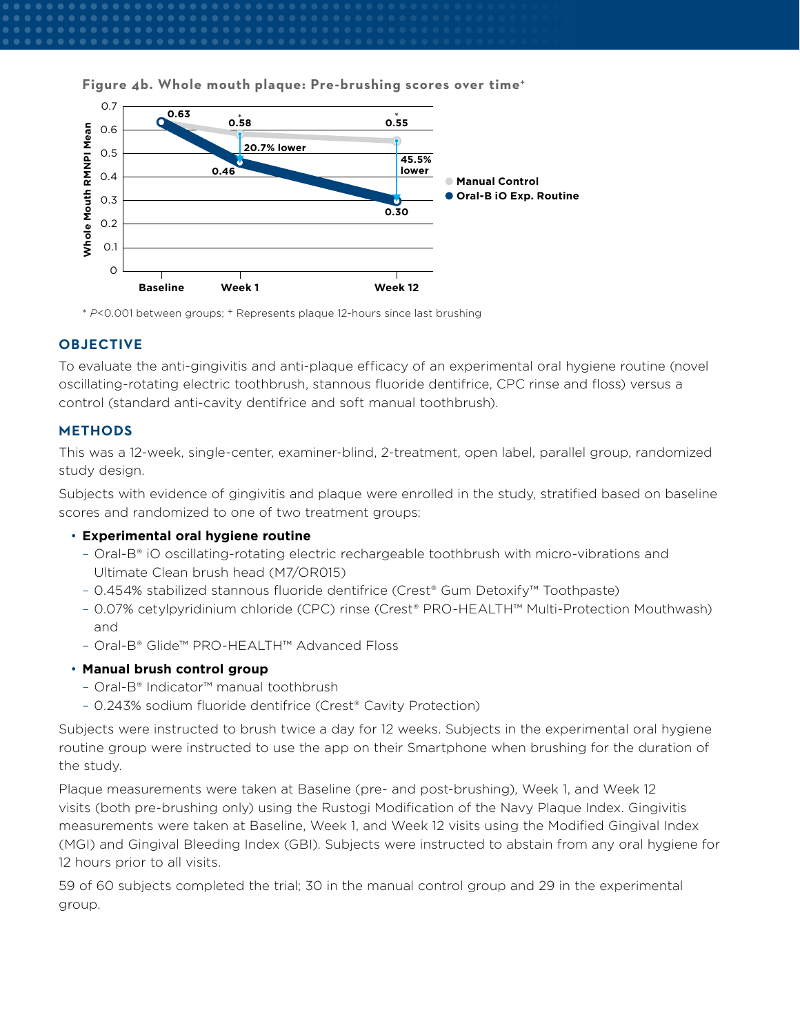**Figure 4b. Whole mouth plaque: Pre-brushing scores over time⁺**

\* *P*<0.001 between groups; ⁺ Represents plaque 12-hours since last brushing

## OBJECTIVE

To evaluate the anti-gingivitis and anti-plaque efficacy of an experimental oral hygiene routine (novel oscillating-rotating electric toothbrush, stannous fluoride dentifrice, CPC rinse and floss) versus a control (standard anti-cavity dentifrice and soft manual toothbrush).

## METHODS

This was a 12-week, single-center, examiner-blind, 2-treatment, open label, parallel group, randomized study design.

Subjects with evidence of gingivitis and plaque were enrolled in the study, stratified based on baseline scores and randomized to one of two treatment groups:

- **Experimental oral hygiene routine**
  - Oral-B® iO oscillating-rotating electric rechargeable toothbrush with micro-vibrations and Ultimate Clean brush head (M7/OR015)
  - 0.454% stabilized stannous fluoride dentifrice (Crest® Gum Detoxify™ Toothpaste)
  - 0.07% cetylpyridinium chloride (CPC) rinse (Crest® PRO-HEALTH™ Multi-Protection Mouthwash) and
  - Oral-B® Glide™ PRO-HEALTH™ Advanced Floss
- **Manual brush control group**
  - Oral-B® Indicator™ manual toothbrush
  - 0.243% sodium fluoride dentifrice (Crest® Cavity Protection)

Subjects were instructed to brush twice a day for 12 weeks. Subjects in the experimental oral hygiene routine group were instructed to use the app on their Smartphone when brushing for the duration of the study.

Plaque measurements were taken at Baseline (pre- and post-brushing), Week 1, and Week 12 visits (both pre-brushing only) using the Rustogi Modification of the Navy Plaque Index. Gingivitis measurements were taken at Baseline, Week 1, and Week 12 visits using the Modified Gingival Index (MGI) and Gingival Bleeding Index (GBI). Subjects were instructed to abstain from any oral hygiene for 12 hours prior to all visits.

59 of 60 subjects completed the trial; 30 in the manual control group and 29 in the experimental group.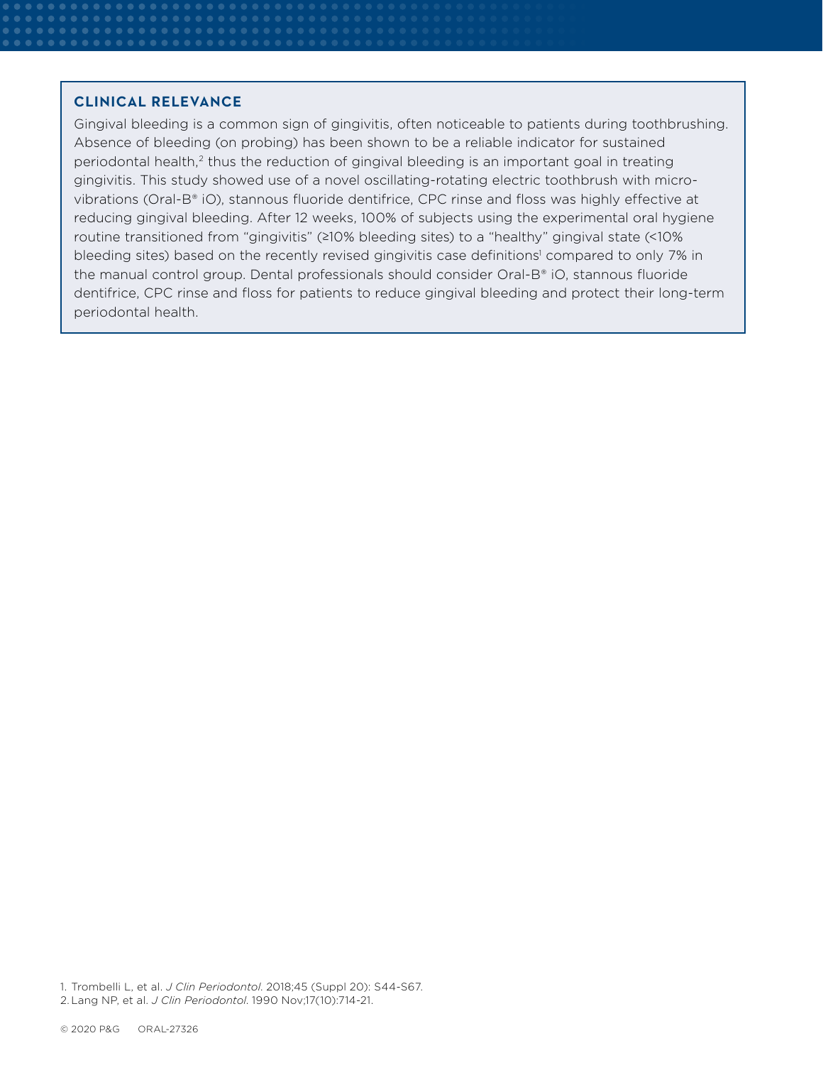## CLINICAL RELEVANCE

Gingival bleeding is a common sign of gingivitis, often noticeable to patients during toothbrushing. Absence of bleeding (on probing) has been shown to be a reliable indicator for sustained periodontal health,[2] thus the reduction of gingival bleeding is an important goal in treating gingivitis. This study showed use of a novel oscillating-rotating electric toothbrush with micro-vibrations (Oral-B® iO), stannous fluoride dentifrice, CPC rinse and floss was highly effective at reducing gingival bleeding. After 12 weeks, 100% of subjects using the experimental oral hygiene routine transitioned from "gingivitis" (≥10% bleeding sites) to a "healthy" gingival state (<10% bleeding sites) based on the recently revised gingivitis case definitions[1] compared to only 7% in the manual control group. Dental professionals should consider Oral-B® iO, stannous fluoride dentifrice, CPC rinse and floss for patients to reduce gingival bleeding and protect their long-term periodontal health.

1. Trombelli L, et al. *J Clin Periodontol*. 2018;45 (Suppl 20): S44-S67.
2. Lang NP, et al. *J Clin Periodontol*. 1990 Nov;17(10):714-21.

© 2020 P&G ORAL-27326